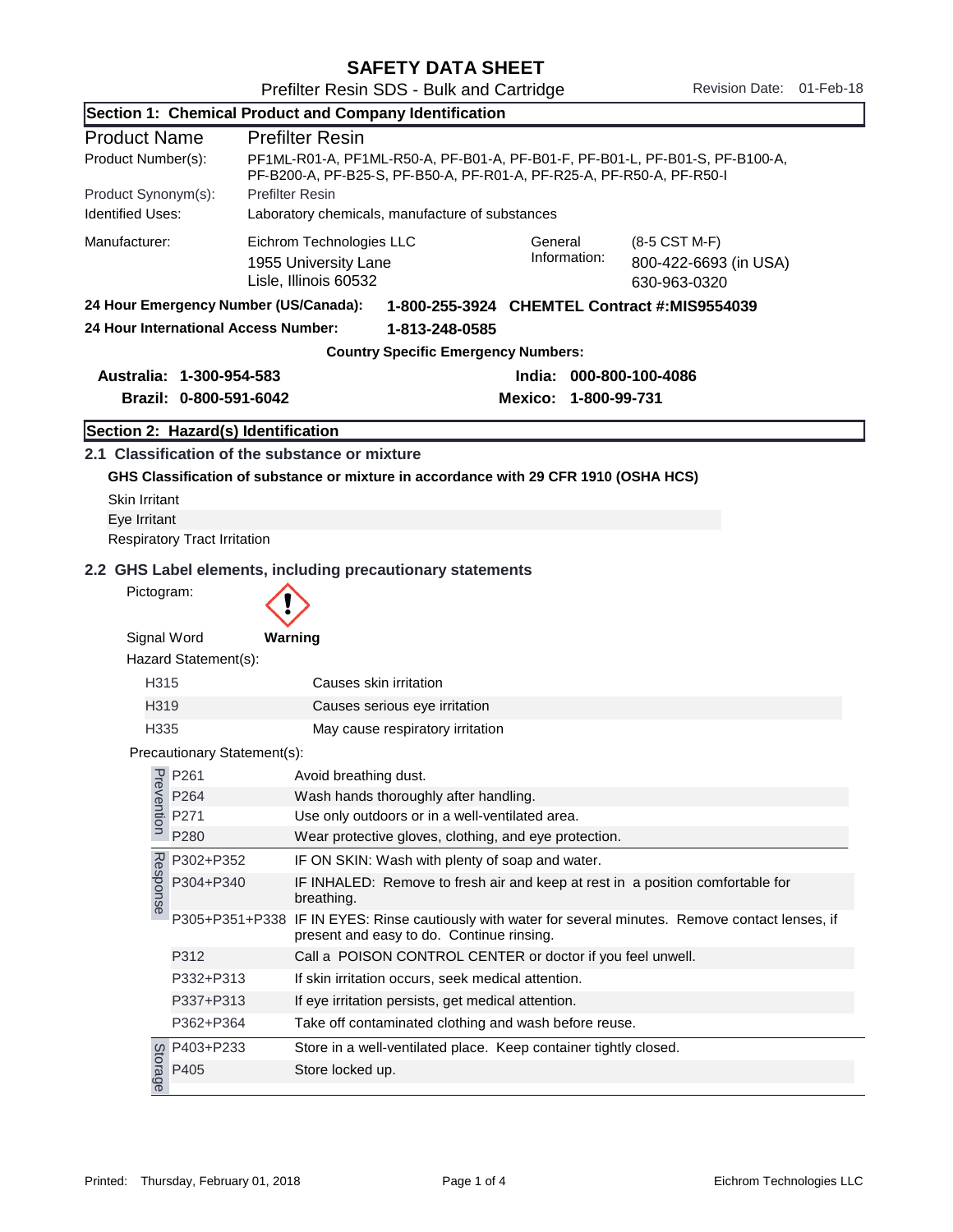# SAFETY DATA SHEET

Prefilter Resin SDS - Bulk and Cartridge

Revision Date: 01-Feb-18

## Section 1: Chemical Product and Company Identification

| | |
|---|---|
| **Product Name** | **Prefilter Resin** |
| Product Number(s): | PF1ML-R01-A, PF1ML-R50-A, PF-B01-A, PF-B01-F, PF-B01-L, PF-B01-S, PF-B100-A, PF-B200-A, PF-B25-S, PF-B50-A, PF-R01-A, PF-R25-A, PF-R50-A, PF-R50-I |
| Product Synonym(s): | Prefilter Resin |
| Identified Uses: | Laboratory chemicals, manufacture of substances |

Manufacturer: Eichrom Technologies LLC
1955 University Lane
Lisle, Illinois 60532

General Information: (8-5 CST M-F)
800-422-6693 (in USA)
630-963-0320

**24 Hour Emergency Number (US/Canada): 1-800-255-3924 CHEMTEL Contract #:MIS9554039**

**24 Hour International Access Number: 1-813-248-0585**

**Country Specific Emergency Numbers:**

**Australia: 1-300-954-583**
**India: 000-800-100-4086**
**Brazil: 0-800-591-6042**
**Mexico: 1-800-99-731**

## Section 2: Hazard(s) Identification

### 2.1 Classification of the substance or mixture

**GHS Classification of substance or mixture in accordance with 29 CFR 1910 (OSHA HCS)**

Skin Irritant
Eye Irritant
Respiratory Tract Irritation

### 2.2 GHS Label elements, including precautionary statements

Pictogram:

Signal Word **Warning**

Hazard Statement(s):

| | |
|---|---|
| H315 | Causes skin irritation |
| H319 | Causes serious eye irritation |
| H335 | May cause respiratory irritation |

Precautionary Statement(s):

| | | |
|---|---|---|
| Prevention | P261 | Avoid breathing dust. |
| | P264 | Wash hands thoroughly after handling. |
| | P271 | Use only outdoors or in a well-ventilated area. |
| | P280 | Wear protective gloves, clothing, and eye protection. |
| Response | P302+P352 | IF ON SKIN: Wash with plenty of soap and water. |
| | P304+P340 | IF INHALED: Remove to fresh air and keep at rest in a position comfortable for breathing. |
| | P305+P351+P338 | IF IN EYES: Rinse cautiously with water for several minutes. Remove contact lenses, if present and easy to do. Continue rinsing. |
| | P312 | Call a POISON CONTROL CENTER or doctor if you feel unwell. |
| | P332+P313 | If skin irritation occurs, seek medical attention. |
| | P337+P313 | If eye irritation persists, get medical attention. |
| | P362+P364 | Take off contaminated clothing and wash before reuse. |
| Storage | P403+P233 | Store in a well-ventilated place. Keep container tightly closed. |
| | P405 | Store locked up. |

Printed: Thursday, February 01, 2018 — Eichrom Technologies LLC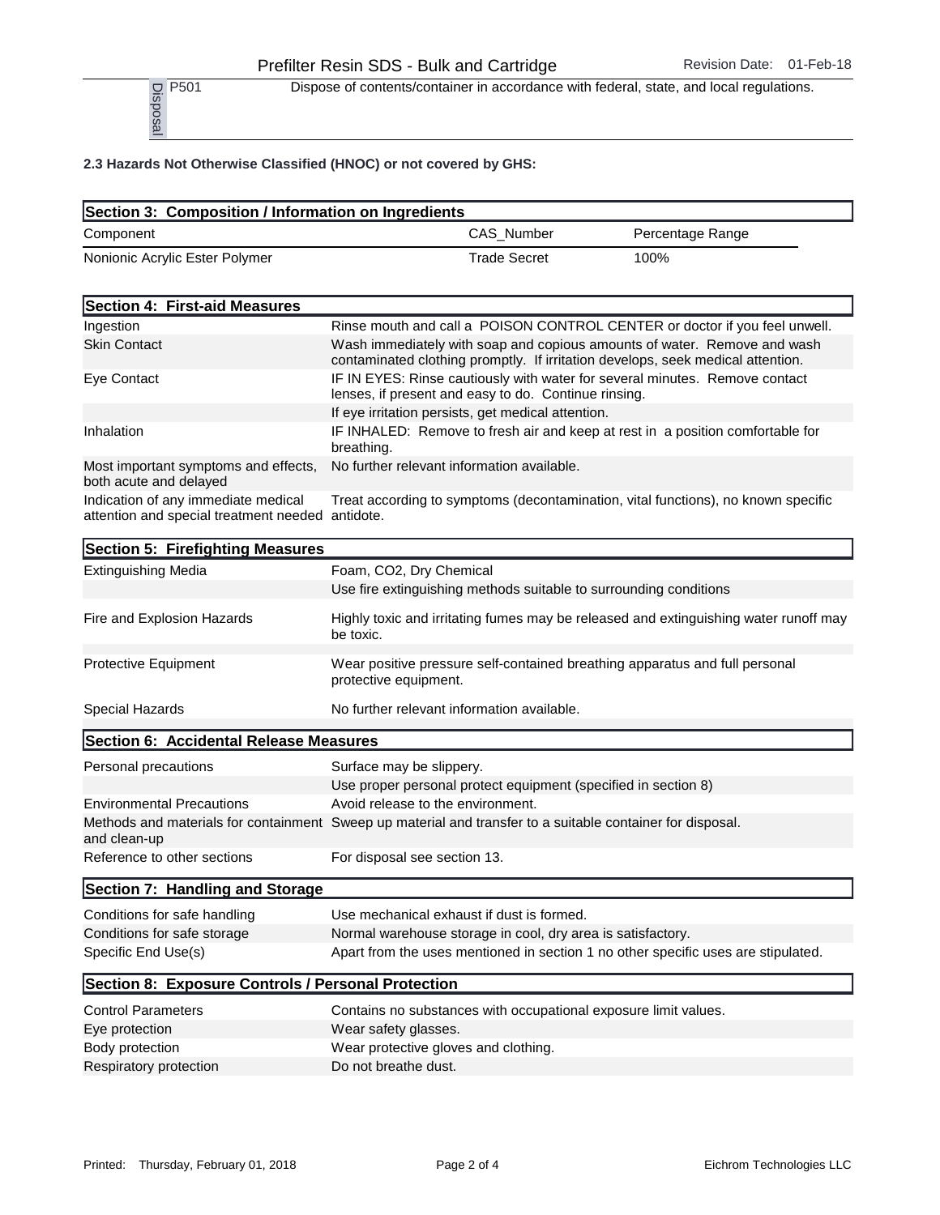| Disposal | P501 | Dispose of contents/container in accordance with federal, state, and local regulations. |
|---|---|---|

**2.3 Hazards Not Otherwise Classified (HNOC) or not covered by GHS:**

## Section 3: Composition / Information on Ingredients

| Component | CAS_Number | Percentage Range |
|---|---|---|
| Nonionic Acrylic Ester Polymer | Trade Secret | 100% |

## Section 4: First-aid Measures

| | |
|---|---|
| Ingestion | Rinse mouth and call a POISON CONTROL CENTER or doctor if you feel unwell. |
| Skin Contact | Wash immediately with soap and copious amounts of water. Remove and wash contaminated clothing promptly. If irritation develops, seek medical attention. |
| Eye Contact | IF IN EYES: Rinse cautiously with water for several minutes. Remove contact lenses, if present and easy to do. Continue rinsing. |
| | If eye irritation persists, get medical attention. |
| Inhalation | IF INHALED: Remove to fresh air and keep at rest in a position comfortable for breathing. |
| Most important symptoms and effects, both acute and delayed | No further relevant information available. |
| Indication of any immediate medical attention and special treatment needed | Treat according to symptoms (decontamination, vital functions), no known specific antidote. |

## Section 5: Firefighting Measures

| | |
|---|---|
| Extinguishing Media | Foam, CO2, Dry Chemical |
| | Use fire extinguishing methods suitable to surrounding conditions |
| Fire and Explosion Hazards | Highly toxic and irritating fumes may be released and extinguishing water runoff may be toxic. |
| Protective Equipment | Wear positive pressure self-contained breathing apparatus and full personal protective equipment. |
| Special Hazards | No further relevant information available. |

## Section 6: Accidental Release Measures

| | |
|---|---|
| Personal precautions | Surface may be slippery. |
| | Use proper personal protect equipment (specified in section 8) |
| Environmental Precautions | Avoid release to the environment. |
| Methods and materials for containment and clean-up | Sweep up material and transfer to a suitable container for disposal. |
| Reference to other sections | For disposal see section 13. |

## Section 7: Handling and Storage

| | |
|---|---|
| Conditions for safe handling | Use mechanical exhaust if dust is formed. |
| Conditions for safe storage | Normal warehouse storage in cool, dry area is satisfactory. |
| Specific End Use(s) | Apart from the uses mentioned in section 1 no other specific uses are stipulated. |

## Section 8: Exposure Controls / Personal Protection

| | |
|---|---|
| Control Parameters | Contains no substances with occupational exposure limit values. |
| Eye protection | Wear safety glasses. |
| Body protection | Wear protective gloves and clothing. |
| Respiratory protection | Do not breathe dust. |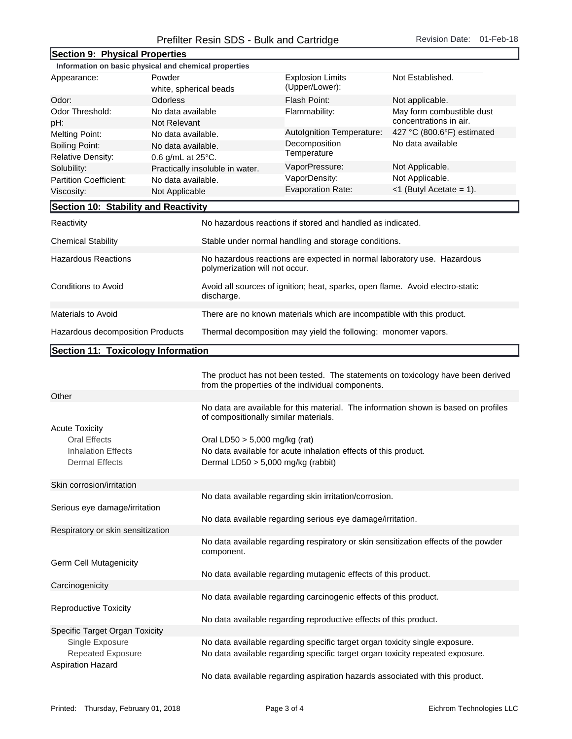## Section 9: Physical Properties

**Information on basic physical and chemical properties**

| Property | Value | Property | Value |
|---|---|---|---|
| Appearance: | Powder white, spherical beads | Explosion Limits (Upper/Lower): | Not Established. |
| Odor: | Odorless | Flash Point: | Not applicable. |
| Odor Threshold: | No data available | Flammability: | May form combustible dust concentrations in air. |
| pH: | Not Relevant | | |
| Melting Point: | No data available. | AutoIgnition Temperature: | 427 °C (800.6°F) estimated |
| Boiling Point: | No data available. | Decomposition Temperature | No data available |
| Relative Density: | 0.6 g/mL at 25°C. | | |
| Solubility: | Practically insoluble in water. | VaporPressure: | Not Applicable. |
| Partition Coefficient: | No data available. | VaporDensity: | Not Applicable. |
| Viscosity: | Not Applicable | Evaporation Rate: | <1 (Butyl Acetate = 1). |

## Section 10: Stability and Reactivity

| | |
|---|---|
| Reactivity | No hazardous reactions if stored and handled as indicated. |
| Chemical Stability | Stable under normal handling and storage conditions. |
| Hazardous Reactions | No hazardous reactions are expected in normal laboratory use. Hazardous polymerization will not occur. |
| Conditions to Avoid | Avoid all sources of ignition; heat, sparks, open flame. Avoid electro-static discharge. |
| Materials to Avoid | There are no known materials which are incompatible with this product. |
| Hazardous decomposition Products | Thermal decomposition may yield the following: monomer vapors. |

## Section 11: Toxicology Information

The product has not been tested. The statements on toxicology have been derived from the properties of the individual components.

**Other**

No data are available for this material. The information shown is based on profiles of compositionally similar materials.

**Acute Toxicity**

- Oral Effects: Oral LD50 > 5,000 mg/kg (rat)
- Inhalation Effects: No data available for acute inhalation effects of this product.
- Dermal Effects: Dermal LD50 > 5,000 mg/kg (rabbit)

**Skin corrosion/irritation**

No data available regarding skin irritation/corrosion.

**Serious eye damage/irritation**

No data available regarding serious eye damage/irritation.

**Respiratory or skin sensitization**

No data available regarding respiratory or skin sensitization effects of the powder component.

**Germ Cell Mutagenicity**

No data available regarding mutagenic effects of this product.

**Carcinogenicity**

No data available regarding carcinogenic effects of this product.

**Reproductive Toxicity**

No data available regarding reproductive effects of this product.

**Specific Target Organ Toxicity**

- Single Exposure: No data available regarding specific target organ toxicity single exposure.
- Repeated Exposure: No data available regarding specific target organ toxicity repeated exposure.

**Aspiration Hazard**

No data available regarding aspiration hazards associated with this product.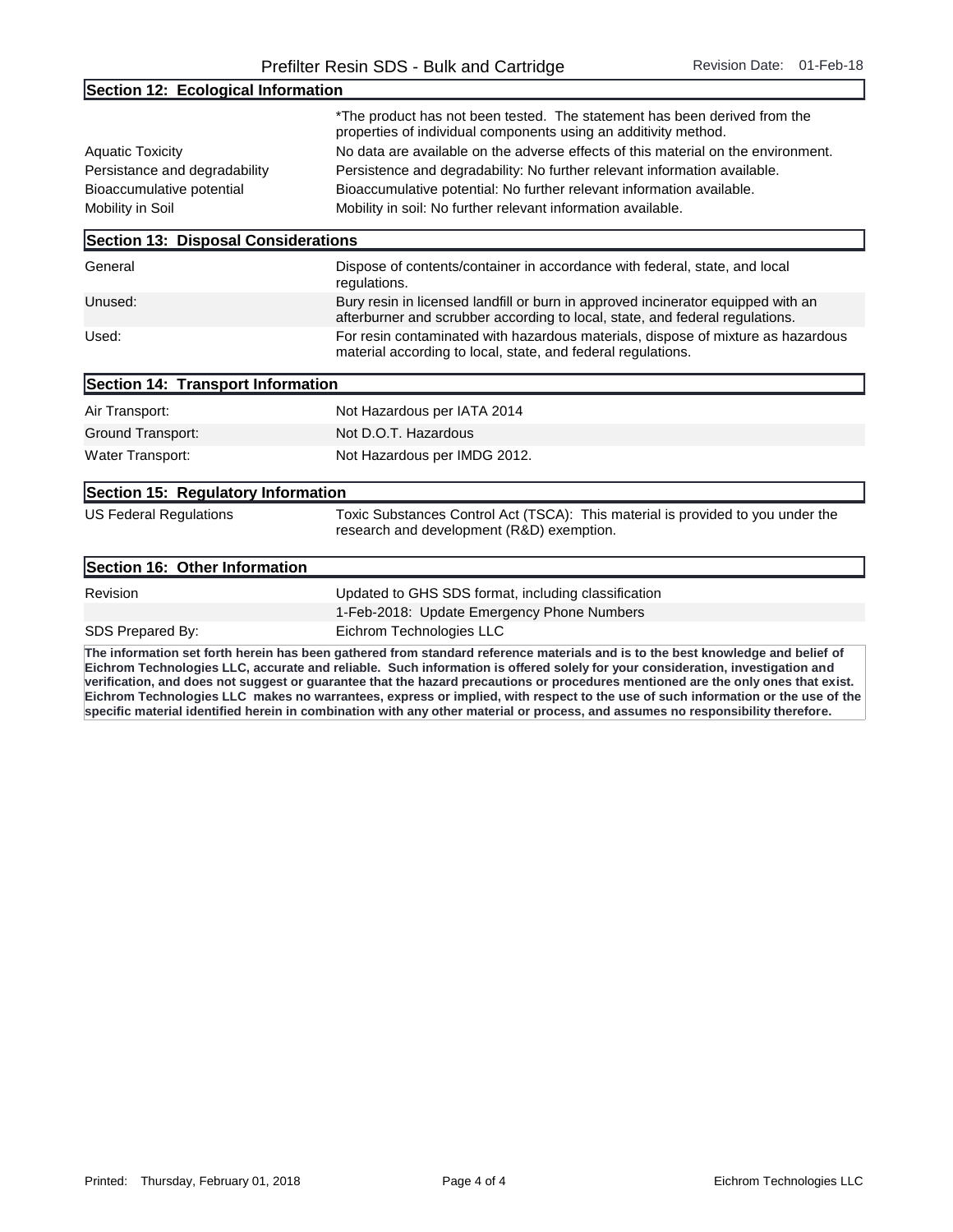## Section 12: Ecological Information

| | |
|---|---|
| | *The product has not been tested. The statement has been derived from the properties of individual components using an additivity method. |
| Aquatic Toxicity | No data are available on the adverse effects of this material on the environment. |
| Persistance and degradability | Persistence and degradability: No further relevant information available. |
| Bioaccumulative potential | Bioaccumulative potential: No further relevant information available. |
| Mobility in Soil | Mobility in soil: No further relevant information available. |

## Section 13: Disposal Considerations

| | |
|---|---|
| General | Dispose of contents/container in accordance with federal, state, and local regulations. |
| Unused: | Bury resin in licensed landfill or burn in approved incinerator equipped with an afterburner and scrubber according to local, state, and federal regulations. |
| Used: | For resin contaminated with hazardous materials, dispose of mixture as hazardous material according to local, state, and federal regulations. |

## Section 14: Transport Information

| | |
|---|---|
| Air Transport: | Not Hazardous per IATA 2014 |
| Ground Transport: | Not D.O.T. Hazardous |
| Water Transport: | Not Hazardous per IMDG 2012. |

## Section 15: Regulatory Information

| | |
|---|---|
| US Federal Regulations | Toxic Substances Control Act (TSCA): This material is provided to you under the research and development (R&D) exemption. |

## Section 16: Other Information

| | |
|---|---|
| Revision | Updated to GHS SDS format, including classification |
| | 1-Feb-2018: Update Emergency Phone Numbers |
| SDS Prepared By: | Eichrom Technologies LLC |

**The information set forth herein has been gathered from standard reference materials and is to the best knowledge and belief of Eichrom Technologies LLC, accurate and reliable. Such information is offered solely for your consideration, investigation and verification, and does not suggest or guarantee that the hazard precautions or procedures mentioned are the only ones that exist. Eichrom Technologies LLC makes no warrantees, express or implied, with respect to the use of such information or the use of the specific material identified herein in combination with any other material or process, and assumes no responsibility therefore.**

Printed: Thursday, February 01, 2018